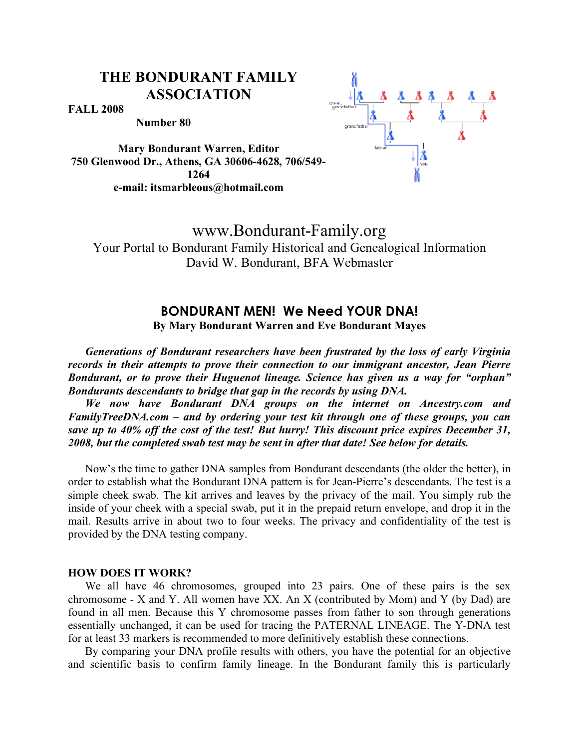# THE BONDURANT FAMILY ASSOCIATION

**FALL 2008**

**Number 80**

**Mary Bondurant Warren, Editor**
**750 Glenwood Dr., Athens, GA 30606-4628, 706/549-1264**
**e-mail: itsmarbleous@hotmail.com**

www.Bondurant-Family.org
Your Portal to Bondurant Family Historical and Genealogical Information
David W. Bondurant, BFA Webmaster

## BONDURANT MEN! We Need YOUR DNA!

**By Mary Bondurant Warren and Eve Bondurant Mayes**

***Generations of Bondurant researchers have been frustrated by the loss of early Virginia records in their attempts to prove their connection to our immigrant ancestor, Jean Pierre Bondurant, or to prove their Huguenot lineage. Science has given us a way for "orphan" Bondurants descendants to bridge that gap in the records by using DNA.***

***We now have Bondurant DNA groups on the internet on Ancestry.com and FamilyTreeDNA.com – and by ordering your test kit through one of these groups, you can save up to 40% off the cost of the test! But hurry! This discount price expires December 31, 2008, but the completed swab test may be sent in after that date! See below for details.***

Now's the time to gather DNA samples from Bondurant descendants (the older the better), in order to establish what the Bondurant DNA pattern is for Jean-Pierre's descendants. The test is a simple cheek swab. The kit arrives and leaves by the privacy of the mail. You simply rub the inside of your cheek with a special swab, put it in the prepaid return envelope, and drop it in the mail. Results arrive in about two to four weeks. The privacy and confidentiality of the test is provided by the DNA testing company.

**HOW DOES IT WORK?**

We all have 46 chromosomes, grouped into 23 pairs. One of these pairs is the sex chromosome - X and Y. All women have XX. An X (contributed by Mom) and Y (by Dad) are found in all men. Because this Y chromosome passes from father to son through generations essentially unchanged, it can be used for tracing the PATERNAL LINEAGE. The Y-DNA test for at least 33 markers is recommended to more definitively establish these connections.

By comparing your DNA profile results with others, you have the potential for an objective and scientific basis to confirm family lineage. In the Bondurant family this is particularly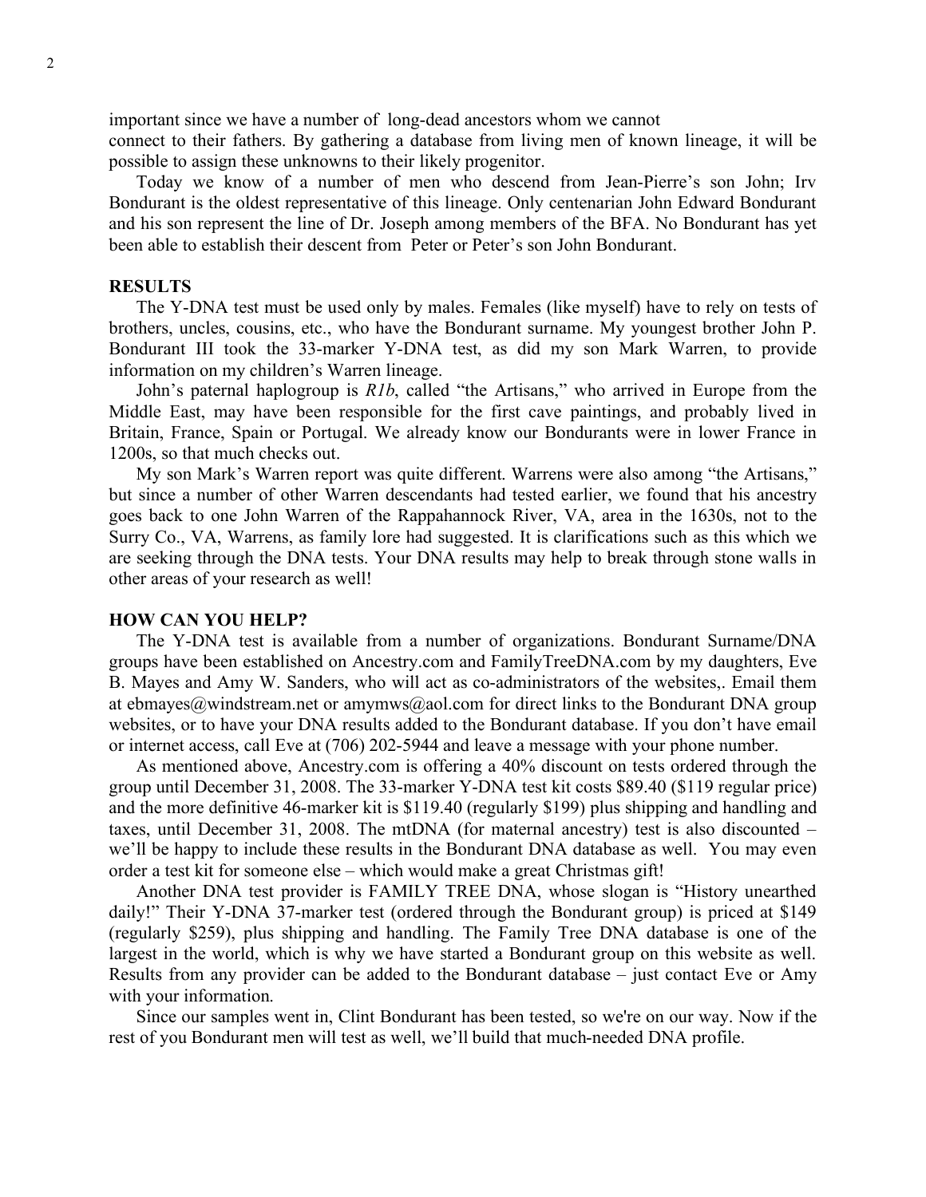important since we have a number of long-dead ancestors whom we cannot connect to their fathers. By gathering a database from living men of known lineage, it will be possible to assign these unknowns to their likely progenitor.

Today we know of a number of men who descend from Jean-Pierre's son John; Irv Bondurant is the oldest representative of this lineage. Only centenarian John Edward Bondurant and his son represent the line of Dr. Joseph among members of the BFA. No Bondurant has yet been able to establish their descent from Peter or Peter's son John Bondurant.

**RESULTS**

The Y-DNA test must be used only by males. Females (like myself) have to rely on tests of brothers, uncles, cousins, etc., who have the Bondurant surname. My youngest brother John P. Bondurant III took the 33-marker Y-DNA test, as did my son Mark Warren, to provide information on my children's Warren lineage.

John's paternal haplogroup is *R1b*, called "the Artisans," who arrived in Europe from the Middle East, may have been responsible for the first cave paintings, and probably lived in Britain, France, Spain or Portugal. We already know our Bondurants were in lower France in 1200s, so that much checks out.

My son Mark's Warren report was quite different. Warrens were also among "the Artisans," but since a number of other Warren descendants had tested earlier, we found that his ancestry goes back to one John Warren of the Rappahannock River, VA, area in the 1630s, not to the Surry Co., VA, Warrens, as family lore had suggested. It is clarifications such as this which we are seeking through the DNA tests. Your DNA results may help to break through stone walls in other areas of your research as well!

**HOW CAN YOU HELP?**

The Y-DNA test is available from a number of organizations. Bondurant Surname/DNA groups have been established on Ancestry.com and FamilyTreeDNA.com by my daughters, Eve B. Mayes and Amy W. Sanders, who will act as co-administrators of the websites,. Email them at ebmayes@windstream.net or amymws@aol.com for direct links to the Bondurant DNA group websites, or to have your DNA results added to the Bondurant database. If you don't have email or internet access, call Eve at (706) 202-5944 and leave a message with your phone number.

As mentioned above, Ancestry.com is offering a 40% discount on tests ordered through the group until December 31, 2008. The 33-marker Y-DNA test kit costs $89.40 ($119 regular price) and the more definitive 46-marker kit is $119.40 (regularly $199) plus shipping and handling and taxes, until December 31, 2008. The mtDNA (for maternal ancestry) test is also discounted – we'll be happy to include these results in the Bondurant DNA database as well. You may even order a test kit for someone else – which would make a great Christmas gift!

Another DNA test provider is FAMILY TREE DNA, whose slogan is "History unearthed daily!" Their Y-DNA 37-marker test (ordered through the Bondurant group) is priced at $149 (regularly $259), plus shipping and handling. The Family Tree DNA database is one of the largest in the world, which is why we have started a Bondurant group on this website as well. Results from any provider can be added to the Bondurant database – just contact Eve or Amy with your information.

Since our samples went in, Clint Bondurant has been tested, so we're on our way. Now if the rest of you Bondurant men will test as well, we'll build that much-needed DNA profile.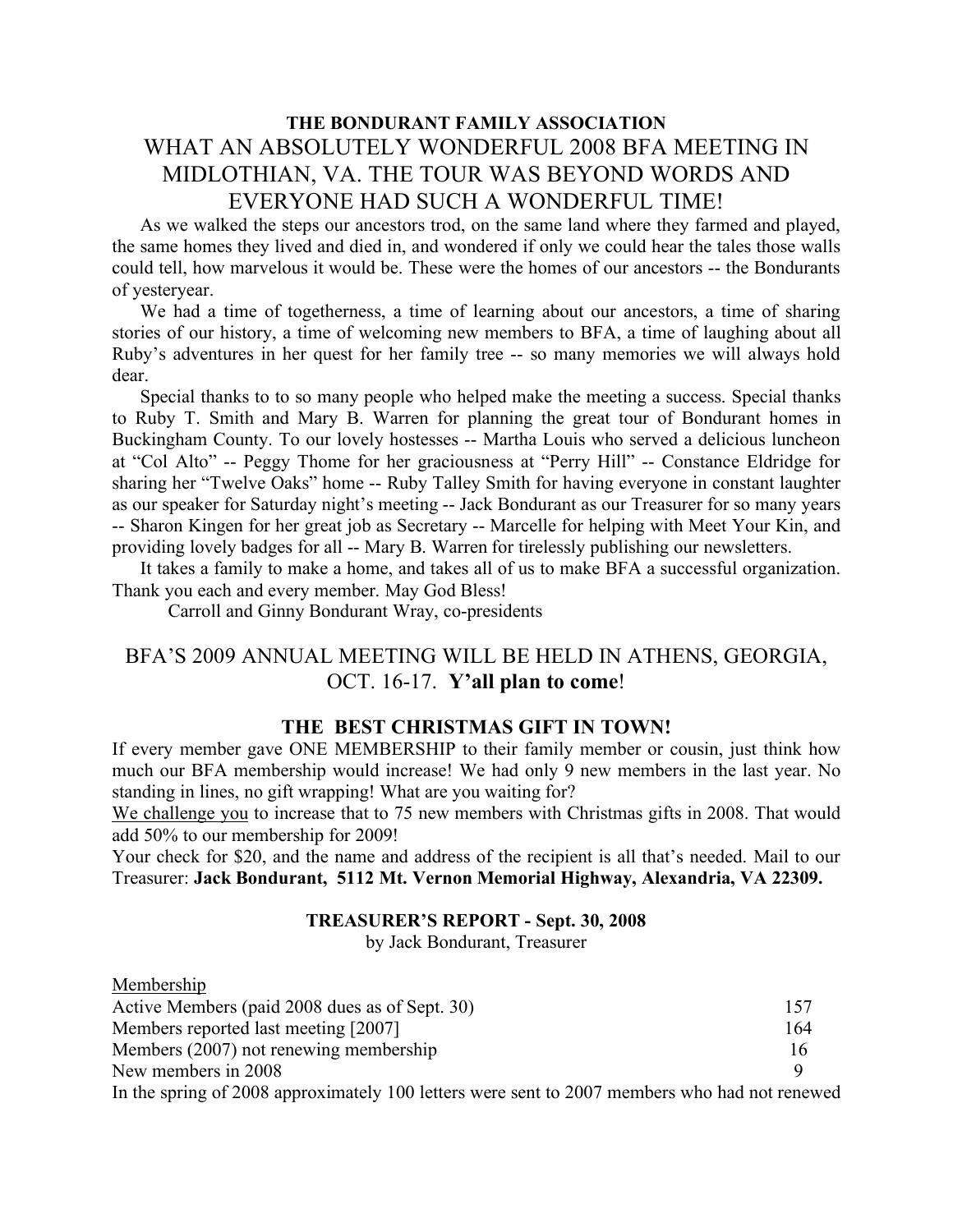## THE BONDURANT FAMILY ASSOCIATION

# WHAT AN ABSOLUTELY WONDERFUL 2008 BFA MEETING IN MIDLOTHIAN, VA. THE TOUR WAS BEYOND WORDS AND EVERYONE HAD SUCH A WONDERFUL TIME!

As we walked the steps our ancestors trod, on the same land where they farmed and played, the same homes they lived and died in, and wondered if only we could hear the tales those walls could tell, how marvelous it would be. These were the homes of our ancestors -- the Bondurants of yesteryear.

We had a time of togetherness, a time of learning about our ancestors, a time of sharing stories of our history, a time of welcoming new members to BFA, a time of laughing about all Ruby's adventures in her quest for her family tree -- so many memories we will always hold dear.

Special thanks to to so many people who helped make the meeting a success. Special thanks to Ruby T. Smith and Mary B. Warren for planning the great tour of Bondurant homes in Buckingham County. To our lovely hostesses -- Martha Louis who served a delicious luncheon at "Col Alto" -- Peggy Thome for her graciousness at "Perry Hill" -- Constance Eldridge for sharing her "Twelve Oaks" home -- Ruby Talley Smith for having everyone in constant laughter as our speaker for Saturday night's meeting -- Jack Bondurant as our Treasurer for so many years -- Sharon Kingen for her great job as Secretary -- Marcelle for helping with Meet Your Kin, and providing lovely badges for all -- Mary B. Warren for tirelessly publishing our newsletters.

It takes a family to make a home, and takes all of us to make BFA a successful organization. Thank you each and every member. May God Bless!

Carroll and Ginny Bondurant Wray, co-presidents

## BFA'S 2009 ANNUAL MEETING WILL BE HELD IN ATHENS, GEORGIA, OCT. 16-17. **Y'all plan to come**!

### THE BEST CHRISTMAS GIFT IN TOWN!

If every member gave ONE MEMBERSHIP to their family member or cousin, just think how much our BFA membership would increase! We had only 9 new members in the last year. No standing in lines, no gift wrapping! What are you waiting for?

We challenge you to increase that to 75 new members with Christmas gifts in 2008. That would add 50% to our membership for 2009!

Your check for $20, and the name and address of the recipient is all that's needed. Mail to our Treasurer: **Jack Bondurant, 5112 Mt. Vernon Memorial Highway, Alexandria, VA 22309.**

### TREASURER'S REPORT - Sept. 30, 2008

by Jack Bondurant, Treasurer

Membership

| | |
|---|---|
| Active Members (paid 2008 dues as of Sept. 30) | 157 |
| Members reported last meeting [2007] | 164 |
| Members (2007) not renewing membership | 16 |
| New members in 2008 | 9 |

In the spring of 2008 approximately 100 letters were sent to 2007 members who had not renewed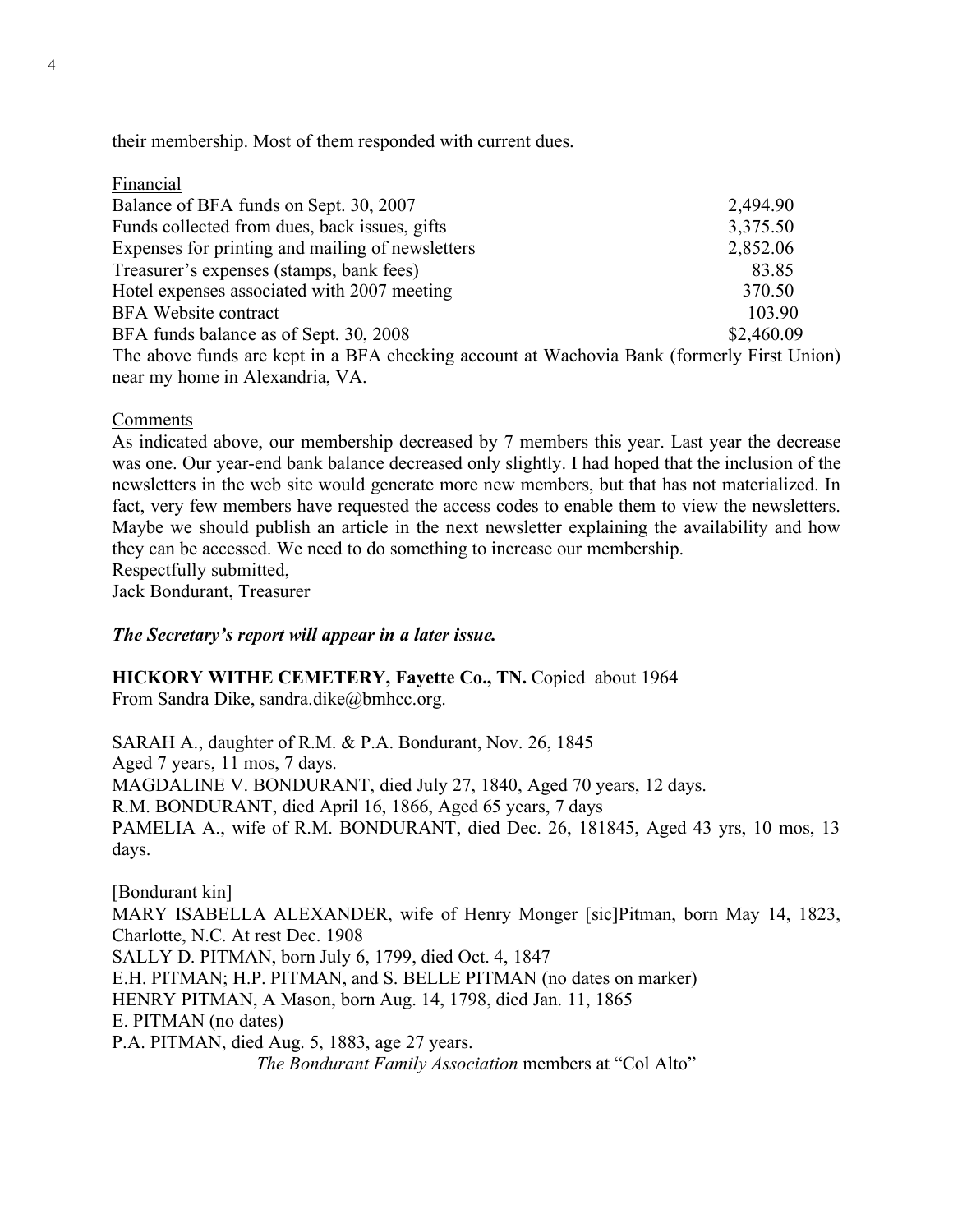their membership. Most of them responded with current dues.

Financial

| | |
|---|---|
| Balance of BFA funds on Sept. 30, 2007 | 2,494.90 |
| Funds collected from dues, back issues, gifts | 3,375.50 |
| Expenses for printing and mailing of newsletters | 2,852.06 |
| Treasurer's expenses (stamps, bank fees) | 83.85 |
| Hotel expenses associated with 2007 meeting | 370.50 |
| BFA Website contract | 103.90 |
| BFA funds balance as of Sept. 30, 2008 | $2,460.09 |

The above funds are kept in a BFA checking account at Wachovia Bank (formerly First Union) near my home in Alexandria, VA.

Comments

As indicated above, our membership decreased by 7 members this year. Last year the decrease was one. Our year-end bank balance decreased only slightly. I had hoped that the inclusion of the newsletters in the web site would generate more new members, but that has not materialized. In fact, very few members have requested the access codes to enable them to view the newsletters. Maybe we should publish an article in the next newsletter explaining the availability and how they can be accessed. We need to do something to increase our membership.
Respectfully submitted,
Jack Bondurant, Treasurer

***The Secretary's report will appear in a later issue.***

**HICKORY WITHE CEMETERY, Fayette Co., TN.** Copied about 1964
From Sandra Dike, sandra.dike@bmhcc.org.

SARAH A., daughter of R.M. & P.A. Bondurant, Nov. 26, 1845
Aged 7 years, 11 mos, 7 days.
MAGDALINE V. BONDURANT, died July 27, 1840, Aged 70 years, 12 days.
R.M. BONDURANT, died April 16, 1866, Aged 65 years, 7 days
PAMELIA A., wife of R.M. BONDURANT, died Dec. 26, 181845, Aged 43 yrs, 10 mos, 13 days.

[Bondurant kin]
MARY ISABELLA ALEXANDER, wife of Henry Monger [sic]Pitman, born May 14, 1823, Charlotte, N.C. At rest Dec. 1908
SALLY D. PITMAN, born July 6, 1799, died Oct. 4, 1847
E.H. PITMAN; H.P. PITMAN, and S. BELLE PITMAN (no dates on marker)
HENRY PITMAN, A Mason, born Aug. 14, 1798, died Jan. 11, 1865
E. PITMAN (no dates)
P.A. PITMAN, died Aug. 5, 1883, age 27 years.

*The Bondurant Family Association* members at "Col Alto"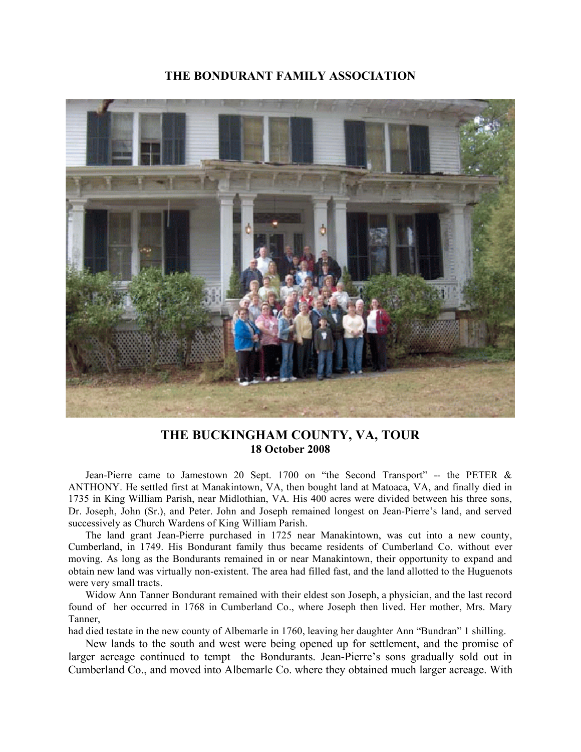## THE BONDURANT FAMILY ASSOCIATION

## THE BUCKINGHAM COUNTY, VA, TOUR

**18 October 2008**

Jean-Pierre came to Jamestown 20 Sept. 1700 on "the Second Transport" -- the PETER & ANTHONY. He settled first at Manakintown, VA, then bought land at Matoaca, VA, and finally died in 1735 in King William Parish, near Midlothian, VA. His 400 acres were divided between his three sons, Dr. Joseph, John (Sr.), and Peter. John and Joseph remained longest on Jean-Pierre's land, and served successively as Church Wardens of King William Parish.

The land grant Jean-Pierre purchased in 1725 near Manakintown, was cut into a new county, Cumberland, in 1749. His Bondurant family thus became residents of Cumberland Co. without ever moving. As long as the Bondurants remained in or near Manakintown, their opportunity to expand and obtain new land was virtually non-existent. The area had filled fast, and the land allotted to the Huguenots were very small tracts.

Widow Ann Tanner Bondurant remained with their eldest son Joseph, a physician, and the last record found of her occurred in 1768 in Cumberland Co., where Joseph then lived. Her mother, Mrs. Mary Tanner,
had died testate in the new county of Albemarle in 1760, leaving her daughter Ann "Bundran" 1 shilling.

New lands to the south and west were being opened up for settlement, and the promise of larger acreage continued to tempt the Bondurants. Jean-Pierre's sons gradually sold out in Cumberland Co., and moved into Albemarle Co. where they obtained much larger acreage. With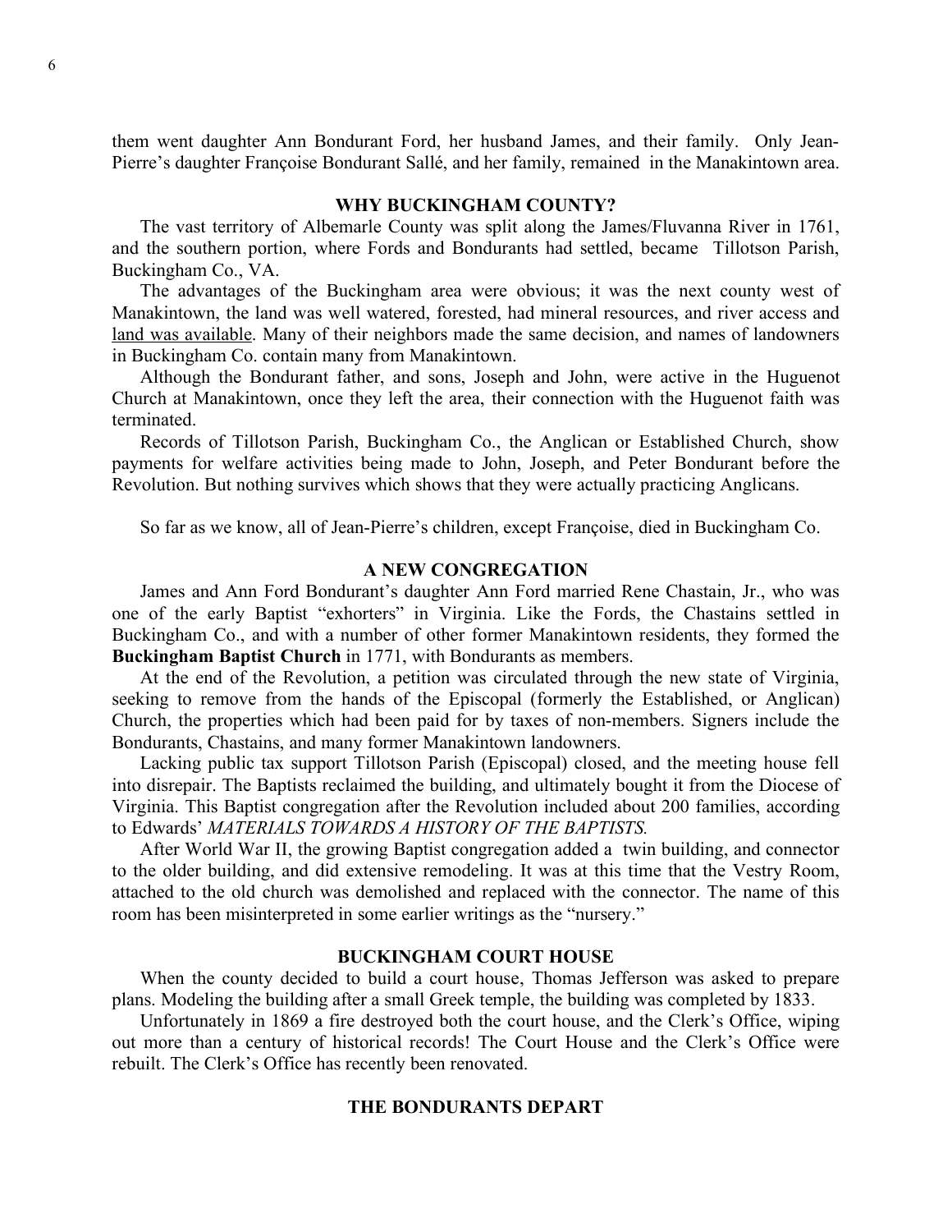them went daughter Ann Bondurant Ford, her husband James, and their family. Only Jean-Pierre's daughter Françoise Bondurant Sallé, and her family, remained in the Manakintown area.

## WHY BUCKINGHAM COUNTY?

The vast territory of Albemarle County was split along the James/Fluvanna River in 1761, and the southern portion, where Fords and Bondurants had settled, became Tillotson Parish, Buckingham Co., VA.

The advantages of the Buckingham area were obvious; it was the next county west of Manakintown, the land was well watered, forested, had mineral resources, and river access and <u>land was available</u>. Many of their neighbors made the same decision, and names of landowners in Buckingham Co. contain many from Manakintown.

Although the Bondurant father, and sons, Joseph and John, were active in the Huguenot Church at Manakintown, once they left the area, their connection with the Huguenot faith was terminated.

Records of Tillotson Parish, Buckingham Co., the Anglican or Established Church, show payments for welfare activities being made to John, Joseph, and Peter Bondurant before the Revolution. But nothing survives which shows that they were actually practicing Anglicans.

So far as we know, all of Jean-Pierre's children, except Françoise, died in Buckingham Co.

## A NEW CONGREGATION

James and Ann Ford Bondurant's daughter Ann Ford married Rene Chastain, Jr., who was one of the early Baptist "exhorters" in Virginia. Like the Fords, the Chastains settled in Buckingham Co., and with a number of other former Manakintown residents, they formed the **Buckingham Baptist Church** in 1771, with Bondurants as members.

At the end of the Revolution, a petition was circulated through the new state of Virginia, seeking to remove from the hands of the Episcopal (formerly the Established, or Anglican) Church, the properties which had been paid for by taxes of non-members. Signers include the Bondurants, Chastains, and many former Manakintown landowners.

Lacking public tax support Tillotson Parish (Episcopal) closed, and the meeting house fell into disrepair. The Baptists reclaimed the building, and ultimately bought it from the Diocese of Virginia. This Baptist congregation after the Revolution included about 200 families, according to Edwards' *MATERIALS TOWARDS A HISTORY OF THE BAPTISTS.*

After World War II, the growing Baptist congregation added a twin building, and connector to the older building, and did extensive remodeling. It was at this time that the Vestry Room, attached to the old church was demolished and replaced with the connector. The name of this room has been misinterpreted in some earlier writings as the "nursery."

## BUCKINGHAM COURT HOUSE

When the county decided to build a court house, Thomas Jefferson was asked to prepare plans. Modeling the building after a small Greek temple, the building was completed by 1833.

Unfortunately in 1869 a fire destroyed both the court house, and the Clerk's Office, wiping out more than a century of historical records! The Court House and the Clerk's Office were rebuilt. The Clerk's Office has recently been renovated.

## THE BONDURANTS DEPART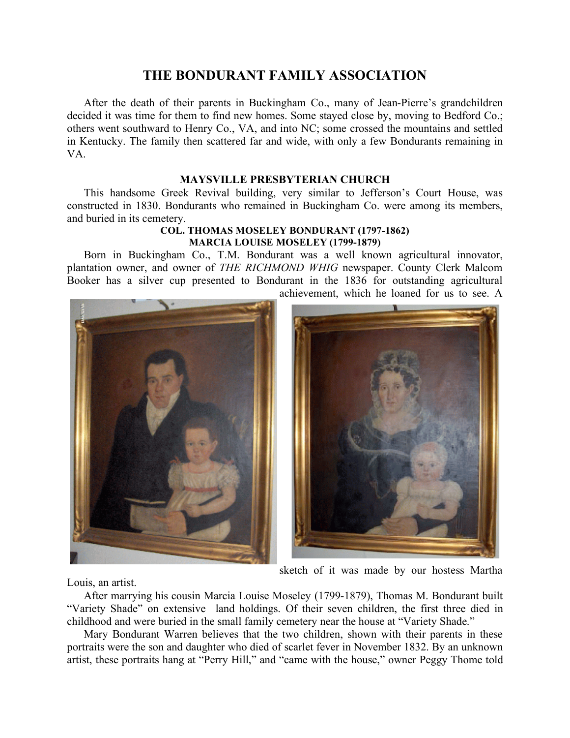# THE BONDURANT FAMILY ASSOCIATION

After the death of their parents in Buckingham Co., many of Jean-Pierre's grandchildren decided it was time for them to find new homes. Some stayed close by, moving to Bedford Co.; others went southward to Henry Co., VA, and into NC; some crossed the mountains and settled in Kentucky. The family then scattered far and wide, with only a few Bondurants remaining in VA.

### MAYSVILLE PRESBYTERIAN CHURCH

This handsome Greek Revival building, very similar to Jefferson's Court House, was constructed in 1830. Bondurants who remained in Buckingham Co. were among its members, and buried in its cemetery.

**COL. THOMAS MOSELEY BONDURANT (1797-1862)**
**MARCIA LOUISE MOSELEY (1799-1879)**

Born in Buckingham Co., T.M. Bondurant was a well known agricultural innovator, plantation owner, and owner of *THE RICHMOND WHIG* newspaper. County Clerk Malcom Booker has a silver cup presented to Bondurant in the 1836 for outstanding agricultural achievement, which he loaned for us to see. A sketch of it was made by our hostess Martha Louis, an artist.

After marrying his cousin Marcia Louise Moseley (1799-1879), Thomas M. Bondurant built "Variety Shade" on extensive land holdings. Of their seven children, the first three died in childhood and were buried in the small family cemetery near the house at "Variety Shade."

Mary Bondurant Warren believes that the two children, shown with their parents in these portraits were the son and daughter who died of scarlet fever in November 1832. By an unknown artist, these portraits hang at "Perry Hill," and "came with the house," owner Peggy Thome told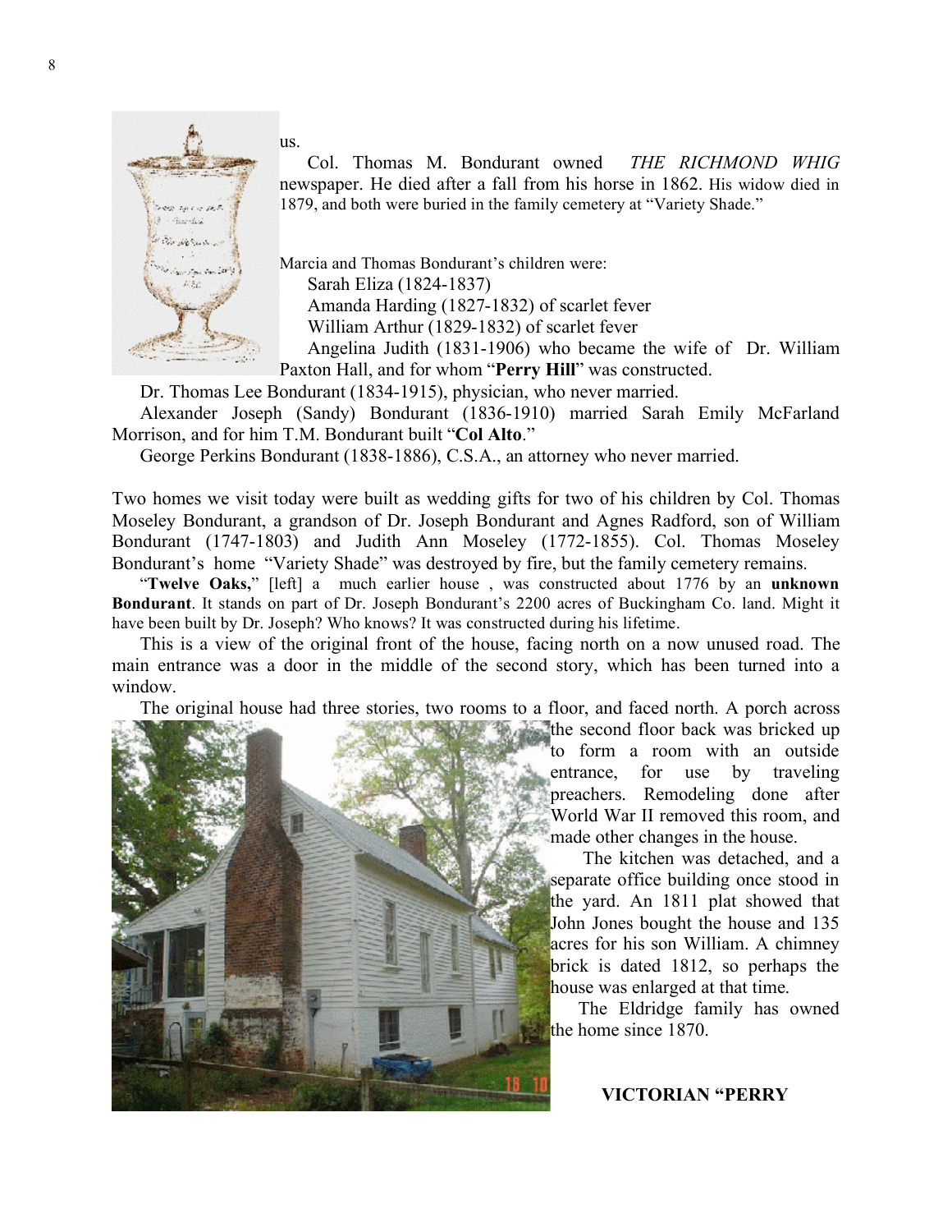us.

Col. Thomas M. Bondurant owned *THE RICHMOND WHIG* newspaper. He died after a fall from his horse in 1862. His widow died in 1879, and both were buried in the family cemetery at "Variety Shade."

Marcia and Thomas Bondurant's children were:

Sarah Eliza (1824-1837)

Amanda Harding (1827-1832) of scarlet fever

William Arthur (1829-1832) of scarlet fever

Angelina Judith (1831-1906) who became the wife of Dr. William Paxton Hall, and for whom "**Perry Hill**" was constructed.

Dr. Thomas Lee Bondurant (1834-1915), physician, who never married.

Alexander Joseph (Sandy) Bondurant (1836-1910) married Sarah Emily McFarland Morrison, and for him T.M. Bondurant built "**Col Alto**."

George Perkins Bondurant (1838-1886), C.S.A., an attorney who never married.

Two homes we visit today were built as wedding gifts for two of his children by Col. Thomas Moseley Bondurant, a grandson of Dr. Joseph Bondurant and Agnes Radford, son of William Bondurant (1747-1803) and Judith Ann Moseley (1772-1855). Col. Thomas Moseley Bondurant's home "Variety Shade" was destroyed by fire, but the family cemetery remains.

"**Twelve Oaks,**" [left] a much earlier house , was constructed about 1776 by an **unknown Bondurant**. It stands on part of Dr. Joseph Bondurant's 2200 acres of Buckingham Co. land. Might it have been built by Dr. Joseph? Who knows? It was constructed during his lifetime.

This is a view of the original front of the house, facing north on a now unused road. The main entrance was a door in the middle of the second story, which has been turned into a window.

The original house had three stories, two rooms to a floor, and faced north. A porch across the second floor back was bricked up to form a room with an outside entrance, for use by traveling preachers. Remodeling done after World War II removed this room, and made other changes in the house.

The kitchen was detached, and a separate office building once stood in the yard. An 1811 plat showed that John Jones bought the house and 135 acres for his son William. A chimney brick is dated 1812, so perhaps the house was enlarged at that time.

The Eldridge family has owned the home since 1870.

**VICTORIAN "PERRY**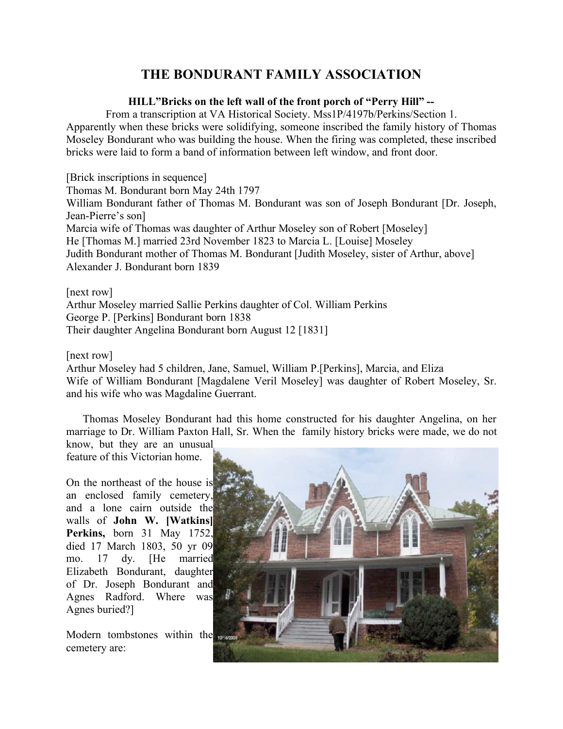# THE BONDURANT FAMILY ASSOCIATION

**HILL"Bricks on the left wall of the front porch of "Perry Hill" --**

From a transcription at VA Historical Society. Mss1P/4197b/Perkins/Section 1. Apparently when these bricks were solidifying, someone inscribed the family history of Thomas Moseley Bondurant who was building the house. When the firing was completed, these inscribed bricks were laid to form a band of information between left window, and front door.

[Brick inscriptions in sequence]
Thomas M. Bondurant born May 24th 1797
William Bondurant father of Thomas M. Bondurant was son of Joseph Bondurant [Dr. Joseph, Jean-Pierre's son]
Marcia wife of Thomas was daughter of Arthur Moseley son of Robert [Moseley]
He [Thomas M.] married 23rd November 1823 to Marcia L. [Louise] Moseley
Judith Bondurant mother of Thomas M. Bondurant [Judith Moseley, sister of Arthur, above]
Alexander J. Bondurant born 1839

[next row]
Arthur Moseley married Sallie Perkins daughter of Col. William Perkins
George P. [Perkins] Bondurant born 1838
Their daughter Angelina Bondurant born August 12 [1831]

[next row]
Arthur Moseley had 5 children, Jane, Samuel, William P.[Perkins], Marcia, and Eliza
Wife of William Bondurant [Magdalene Veril Moseley] was daughter of Robert Moseley, Sr. and his wife who was Magdaline Guerrant.

Thomas Moseley Bondurant had this home constructed for his daughter Angelina, on her marriage to Dr. William Paxton Hall, Sr. When the family history bricks were made, we do not know, but they are an unusual feature of this Victorian home.

On the northeast of the house is an enclosed family cemetery, and a lone cairn outside the walls of **John W. [Watkins] Perkins,** born 31 May 1752, died 17 March 1803, 50 yr 09 mo. 17 dy. [He married Elizabeth Bondurant, daughter of Dr. Joseph Bondurant and Agnes Radford. Where was Agnes buried?]

Modern tombstones within the cemetery are: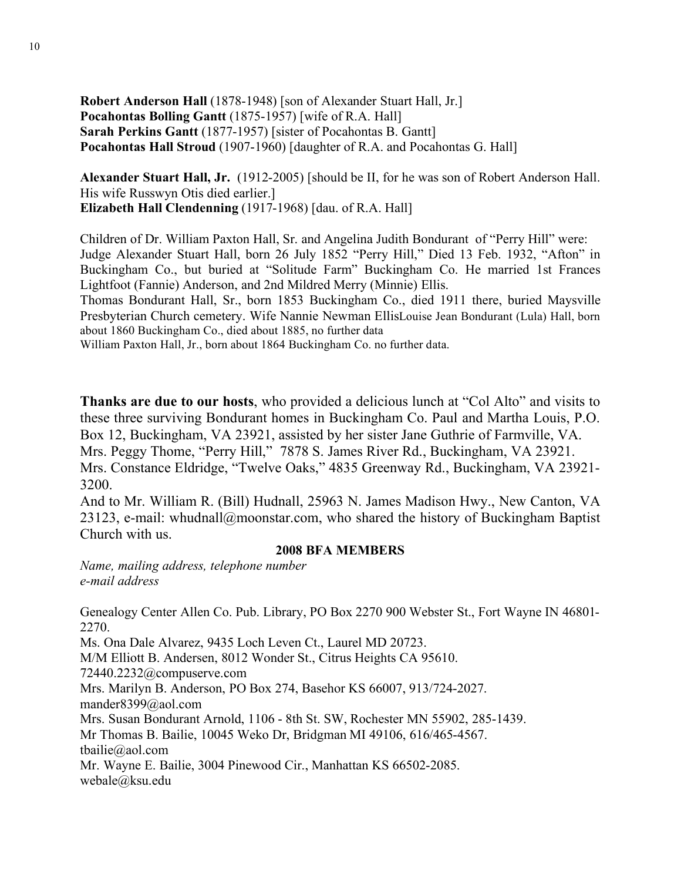**Robert Anderson Hall** (1878-1948) [son of Alexander Stuart Hall, Jr.]
**Pocahontas Bolling Gantt** (1875-1957) [wife of R.A. Hall]
**Sarah Perkins Gantt** (1877-1957) [sister of Pocahontas B. Gantt]
**Pocahontas Hall Stroud** (1907-1960) [daughter of R.A. and Pocahontas G. Hall]

**Alexander Stuart Hall, Jr.** (1912-2005) [should be II, for he was son of Robert Anderson Hall. His wife Russwyn Otis died earlier.]
**Elizabeth Hall Clendenning** (1917-1968) [dau. of R.A. Hall]

Children of Dr. William Paxton Hall, Sr. and Angelina Judith Bondurant of "Perry Hill" were:
Judge Alexander Stuart Hall, born 26 July 1852 "Perry Hill," Died 13 Feb. 1932, "Afton" in Buckingham Co., but buried at "Solitude Farm" Buckingham Co. He married 1st Frances Lightfoot (Fannie) Anderson, and 2nd Mildred Merry (Minnie) Ellis.
Thomas Bondurant Hall, Sr., born 1853 Buckingham Co., died 1911 there, buried Maysville Presbyterian Church cemetery. Wife Nannie Newman EllisLouise Jean Bondurant (Lula) Hall, born about 1860 Buckingham Co., died about 1885, no further data
William Paxton Hall, Jr., born about 1864 Buckingham Co. no further data.

**Thanks are due to our hosts**, who provided a delicious lunch at "Col Alto" and visits to these three surviving Bondurant homes in Buckingham Co. Paul and Martha Louis, P.O. Box 12, Buckingham, VA 23921, assisted by her sister Jane Guthrie of Farmville, VA.
Mrs. Peggy Thome, "Perry Hill," 7878 S. James River Rd., Buckingham, VA 23921.
Mrs. Constance Eldridge, "Twelve Oaks," 4835 Greenway Rd., Buckingham, VA 23921-3200.
And to Mr. William R. (Bill) Hudnall, 25963 N. James Madison Hwy., New Canton, VA 23123, e-mail: whudnall@moonstar.com, who shared the history of Buckingham Baptist Church with us.

**2008 BFA MEMBERS**

*Name, mailing address, telephone number*
*e-mail address*

Genealogy Center Allen Co. Pub. Library, PO Box 2270 900 Webster St., Fort Wayne IN 46801-2270.
Ms. Ona Dale Alvarez, 9435 Loch Leven Ct., Laurel MD 20723.
M/M Elliott B. Andersen, 8012 Wonder St., Citrus Heights CA 95610.
72440.2232@compuserve.com
Mrs. Marilyn B. Anderson, PO Box 274, Basehor KS 66007, 913/724-2027.
mander8399@aol.com
Mrs. Susan Bondurant Arnold, 1106 - 8th St. SW, Rochester MN 55902, 285-1439.
Mr Thomas B. Bailie, 10045 Weko Dr, Bridgman MI 49106, 616/465-4567.
tbailie@aol.com
Mr. Wayne E. Bailie, 3004 Pinewood Cir., Manhattan KS 66502-2085.
webale@ksu.edu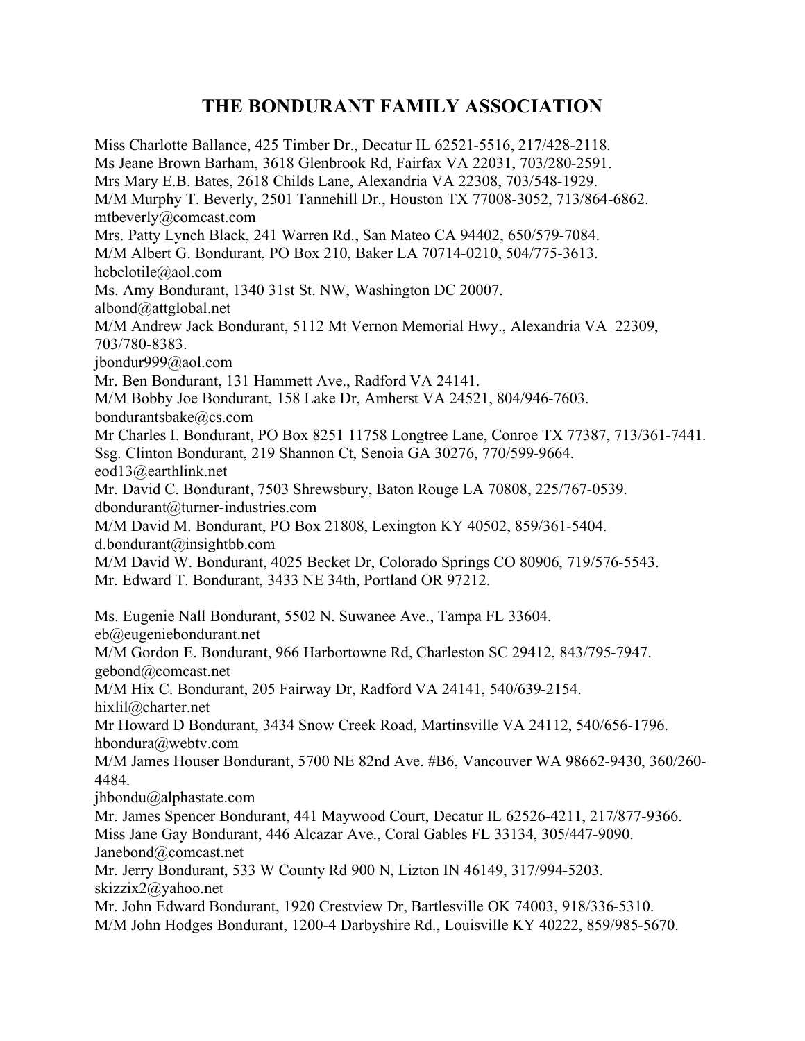# THE BONDURANT FAMILY ASSOCIATION

Miss Charlotte Ballance, 425 Timber Dr., Decatur IL 62521-5516, 217/428-2118.
Ms Jeane Brown Barham, 3618 Glenbrook Rd, Fairfax VA 22031, 703/280-2591.
Mrs Mary E.B. Bates, 2618 Childs Lane, Alexandria VA 22308, 703/548-1929.
M/M Murphy T. Beverly, 2501 Tannehill Dr., Houston TX 77008-3052, 713/864-6862.
mtbeverly@comcast.com
Mrs. Patty Lynch Black, 241 Warren Rd., San Mateo CA 94402, 650/579-7084.
M/M Albert G. Bondurant, PO Box 210, Baker LA 70714-0210, 504/775-3613.
hcbclotile@aol.com
Ms. Amy Bondurant, 1340 31st St. NW, Washington DC 20007.
albond@attglobal.net
M/M Andrew Jack Bondurant, 5112 Mt Vernon Memorial Hwy., Alexandria VA 22309, 703/780-8383.
jbondur999@aol.com
Mr. Ben Bondurant, 131 Hammett Ave., Radford VA 24141.
M/M Bobby Joe Bondurant, 158 Lake Dr, Amherst VA 24521, 804/946-7603.
bondurantsbake@cs.com
Mr Charles I. Bondurant, PO Box 8251 11758 Longtree Lane, Conroe TX 77387, 713/361-7441.
Ssg. Clinton Bondurant, 219 Shannon Ct, Senoia GA 30276, 770/599-9664.
eod13@earthlink.net
Mr. David C. Bondurant, 7503 Shrewsbury, Baton Rouge LA 70808, 225/767-0539.
dbondurant@turner-industries.com
M/M David M. Bondurant, PO Box 21808, Lexington KY 40502, 859/361-5404.
d.bondurant@insightbb.com
M/M David W. Bondurant, 4025 Becket Dr, Colorado Springs CO 80906, 719/576-5543.
Mr. Edward T. Bondurant, 3433 NE 34th, Portland OR 97212.

Ms. Eugenie Nall Bondurant, 5502 N. Suwanee Ave., Tampa FL 33604.
eb@eugeniebondurant.net
M/M Gordon E. Bondurant, 966 Harbortowne Rd, Charleston SC 29412, 843/795-7947.
gebond@comcast.net
M/M Hix C. Bondurant, 205 Fairway Dr, Radford VA 24141, 540/639-2154.
hixlil@charter.net
Mr Howard D Bondurant, 3434 Snow Creek Road, Martinsville VA 24112, 540/656-1796.
hbondura@webtv.com
M/M James Houser Bondurant, 5700 NE 82nd Ave. #B6, Vancouver WA 98662-9430, 360/260-4484.
jhbondu@alphastate.com
Mr. James Spencer Bondurant, 441 Maywood Court, Decatur IL 62526-4211, 217/877-9366.
Miss Jane Gay Bondurant, 446 Alcazar Ave., Coral Gables FL 33134, 305/447-9090.
Janebond@comcast.net
Mr. Jerry Bondurant, 533 W County Rd 900 N, Lizton IN 46149, 317/994-5203.
skizzix2@yahoo.net
Mr. John Edward Bondurant, 1920 Crestview Dr, Bartlesville OK 74003, 918/336-5310.
M/M John Hodges Bondurant, 1200-4 Darbyshire Rd., Louisville KY 40222, 859/985-5670.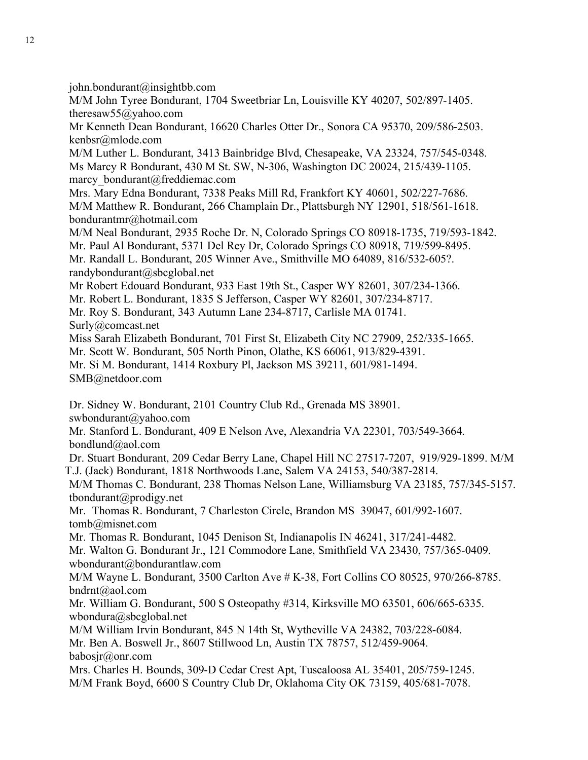john.bondurant@insightbb.com
M/M John Tyree Bondurant, 1704 Sweetbriar Ln, Louisville KY 40207, 502/897-1405.
theresaw55@yahoo.com
Mr Kenneth Dean Bondurant, 16620 Charles Otter Dr., Sonora CA 95370, 209/586-2503.
kenbsr@mlode.com
M/M Luther L. Bondurant, 3413 Bainbridge Blvd, Chesapeake, VA 23324, 757/545-0348.
Ms Marcy R Bondurant, 430 M St. SW, N-306, Washington DC 20024, 215/439-1105.
marcy_bondurant@freddiemac.com
Mrs. Mary Edna Bondurant, 7338 Peaks Mill Rd, Frankfort KY 40601, 502/227-7686.
M/M Matthew R. Bondurant, 266 Champlain Dr., Plattsburgh NY 12901, 518/561-1618.
bondurantmr@hotmail.com
M/M Neal Bondurant, 2935 Roche Dr. N, Colorado Springs CO 80918-1735, 719/593-1842.
Mr. Paul Al Bondurant, 5371 Del Rey Dr, Colorado Springs CO 80918, 719/599-8495.
Mr. Randall L. Bondurant, 205 Winner Ave., Smithville MO 64089, 816/532-605?.
randybondurant@sbcglobal.net
Mr Robert Edouard Bondurant, 933 East 19th St., Casper WY 82601, 307/234-1366.
Mr. Robert L. Bondurant, 1835 S Jefferson, Casper WY 82601, 307/234-8717.
Mr. Roy S. Bondurant, 343 Autumn Lane 234-8717, Carlisle MA 01741.
Surly@comcast.net
Miss Sarah Elizabeth Bondurant, 701 First St, Elizabeth City NC 27909, 252/335-1665.
Mr. Scott W. Bondurant, 505 North Pinon, Olathe, KS 66061, 913/829-4391.
Mr. Si M. Bondurant, 1414 Roxbury Pl, Jackson MS 39211, 601/981-1494.
SMB@netdoor.com

Dr. Sidney W. Bondurant, 2101 Country Club Rd., Grenada MS 38901.
swbondurant@yahoo.com
Mr. Stanford L. Bondurant, 409 E Nelson Ave, Alexandria VA 22301, 703/549-3664.
bondlund@aol.com
Dr. Stuart Bondurant, 209 Cedar Berry Lane, Chapel Hill NC 27517-7207, 919/929-1899. M/M T.J. (Jack) Bondurant, 1818 Northwoods Lane, Salem VA 24153, 540/387-2814.
M/M Thomas C. Bondurant, 238 Thomas Nelson Lane, Williamsburg VA 23185, 757/345-5157.
tbondurant@prodigy.net
Mr. Thomas R. Bondurant, 7 Charleston Circle, Brandon MS 39047, 601/992-1607.
tomb@misnet.com
Mr. Thomas R. Bondurant, 1045 Denison St, Indianapolis IN 46241, 317/241-4482.
Mr. Walton G. Bondurant Jr., 121 Commodore Lane, Smithfield VA 23430, 757/365-0409.
wbondurant@bondurantlaw.com
M/M Wayne L. Bondurant, 3500 Carlton Ave # K-38, Fort Collins CO 80525, 970/266-8785.
bndrnt@aol.com
Mr. William G. Bondurant, 500 S Osteopathy #314, Kirksville MO 63501, 606/665-6335.
wbondura@sbcglobal.net
M/M William Irvin Bondurant, 845 N 14th St, Wytheville VA 24382, 703/228-6084.
Mr. Ben A. Boswell Jr., 8607 Stillwood Ln, Austin TX 78757, 512/459-9064.
babosjr@onr.com
Mrs. Charles H. Bounds, 309-D Cedar Crest Apt, Tuscaloosa AL 35401, 205/759-1245.
M/M Frank Boyd, 6600 S Country Club Dr, Oklahoma City OK 73159, 405/681-7078.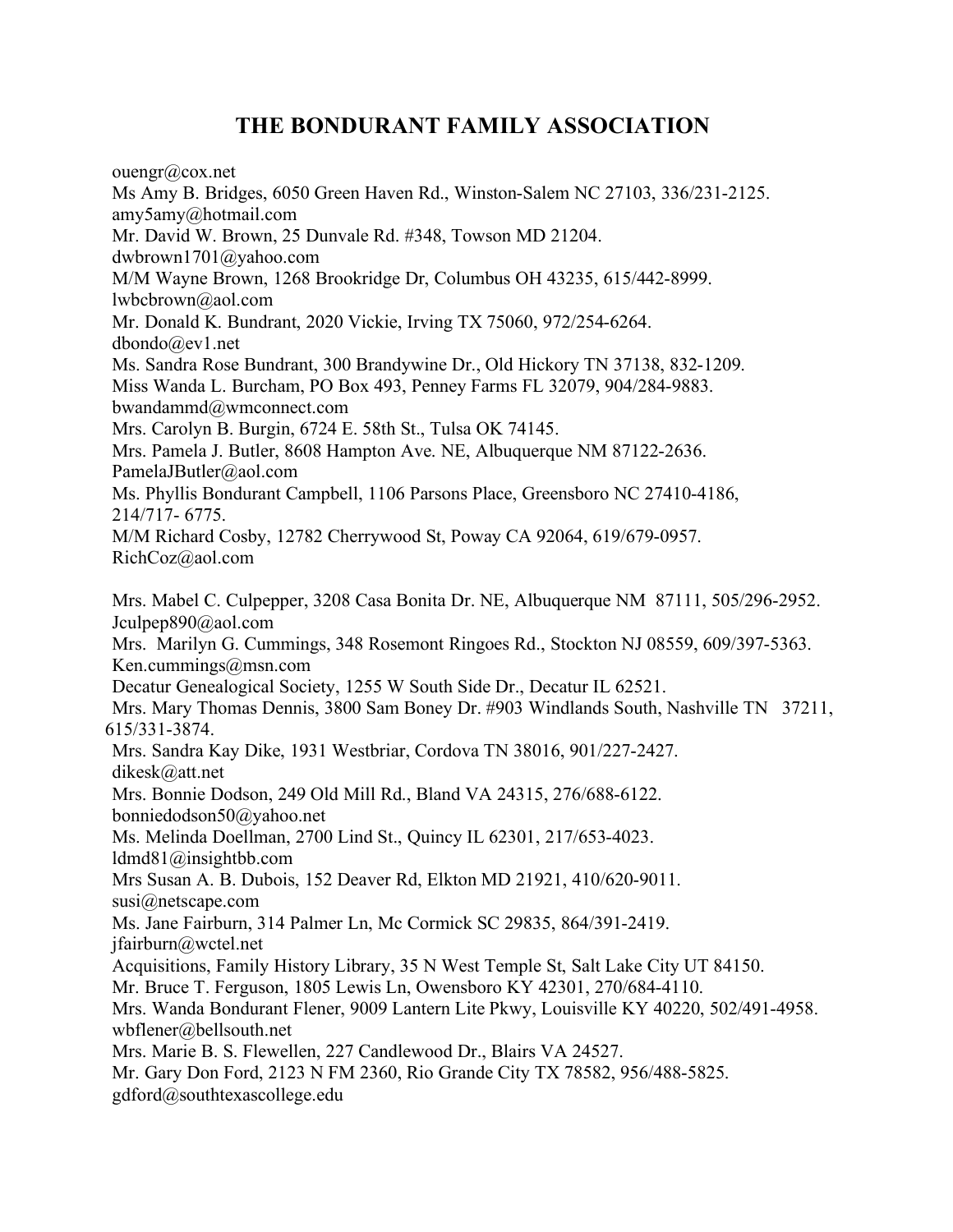# THE BONDURANT FAMILY ASSOCIATION

ouengr@cox.net
Ms Amy B. Bridges, 6050 Green Haven Rd., Winston-Salem NC 27103, 336/231-2125.
amy5amy@hotmail.com
Mr. David W. Brown, 25 Dunvale Rd. #348, Towson MD 21204.
dwbrown1701@yahoo.com
M/M Wayne Brown, 1268 Brookridge Dr, Columbus OH 43235, 615/442-8999.
lwbcbrown@aol.com
Mr. Donald K. Bundrant, 2020 Vickie, Irving TX 75060, 972/254-6264.
dbondo@ev1.net
Ms. Sandra Rose Bundrant, 300 Brandywine Dr., Old Hickory TN 37138, 832-1209.
Miss Wanda L. Burcham, PO Box 493, Penney Farms FL 32079, 904/284-9883.
bwandammd@wmconnect.com
Mrs. Carolyn B. Burgin, 6724 E. 58th St., Tulsa OK 74145.
Mrs. Pamela J. Butler, 8608 Hampton Ave. NE, Albuquerque NM 87122-2636.
PamelaJButler@aol.com
Ms. Phyllis Bondurant Campbell, 1106 Parsons Place, Greensboro NC 27410-4186, 214/717- 6775.
M/M Richard Cosby, 12782 Cherrywood St, Poway CA 92064, 619/679-0957.
RichCoz@aol.com

Mrs. Mabel C. Culpepper, 3208 Casa Bonita Dr. NE, Albuquerque NM 87111, 505/296-2952.
Jculpep890@aol.com
Mrs. Marilyn G. Cummings, 348 Rosemont Ringoes Rd., Stockton NJ 08559, 609/397-5363.
Ken.cummings@msn.com
Decatur Genealogical Society, 1255 W South Side Dr., Decatur IL 62521.
Mrs. Mary Thomas Dennis, 3800 Sam Boney Dr. #903 Windlands South, Nashville TN 37211, 615/331-3874.
Mrs. Sandra Kay Dike, 1931 Westbriar, Cordova TN 38016, 901/227-2427.
dikesk@att.net
Mrs. Bonnie Dodson, 249 Old Mill Rd., Bland VA 24315, 276/688-6122.
bonniedodson50@yahoo.net
Ms. Melinda Doellman, 2700 Lind St., Quincy IL 62301, 217/653-4023.
ldmd81@insightbb.com
Mrs Susan A. B. Dubois, 152 Deaver Rd, Elkton MD 21921, 410/620-9011.
susi@netscape.com
Ms. Jane Fairburn, 314 Palmer Ln, Mc Cormick SC 29835, 864/391-2419.
jfairburn@wctel.net
Acquisitions, Family History Library, 35 N West Temple St, Salt Lake City UT 84150.
Mr. Bruce T. Ferguson, 1805 Lewis Ln, Owensboro KY 42301, 270/684-4110.
Mrs. Wanda Bondurant Flener, 9009 Lantern Lite Pkwy, Louisville KY 40220, 502/491-4958.
wbflener@bellsouth.net
Mrs. Marie B. S. Flewellen, 227 Candlewood Dr., Blairs VA 24527.
Mr. Gary Don Ford, 2123 N FM 2360, Rio Grande City TX 78582, 956/488-5825.
gdford@southtexascollege.edu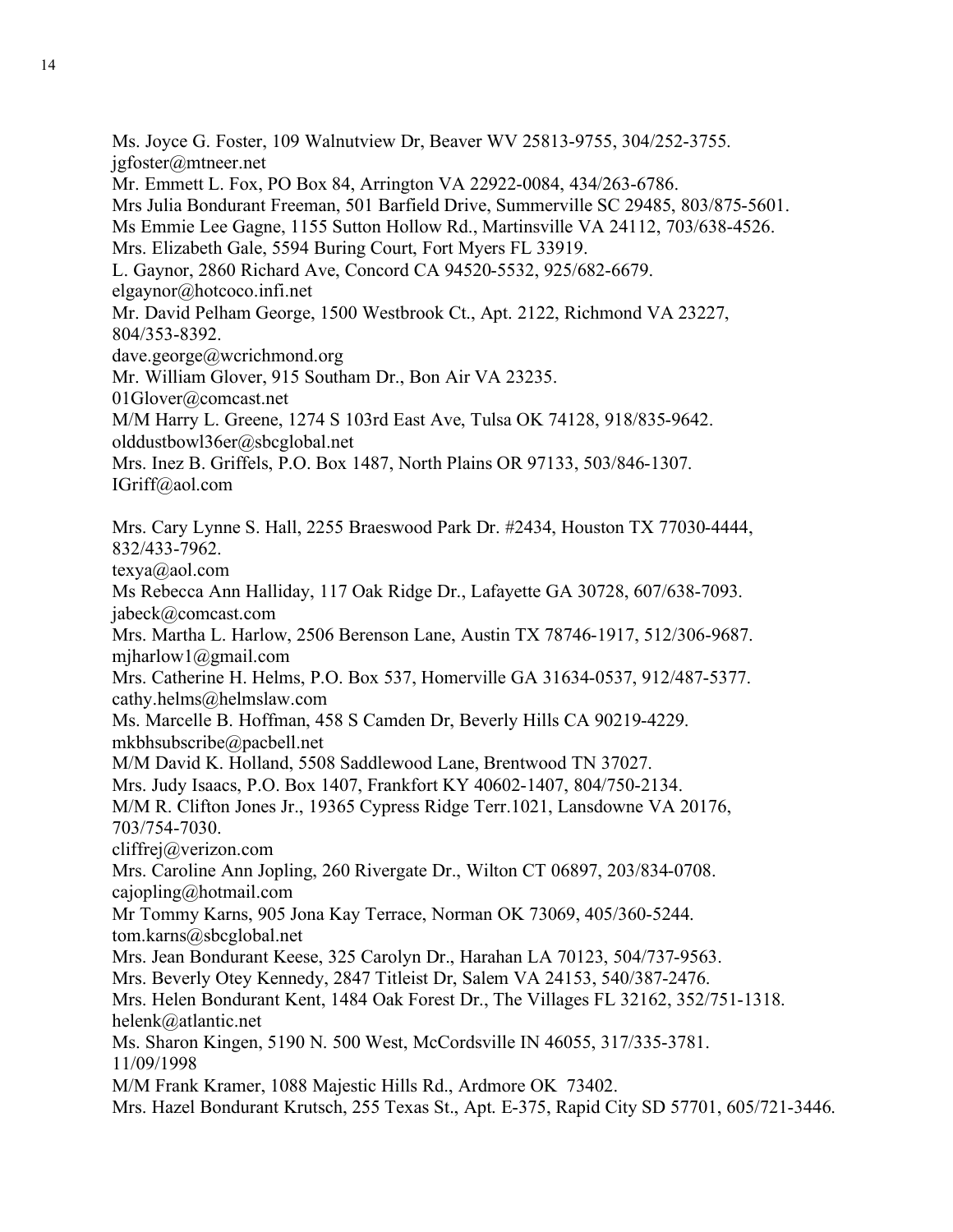Ms. Joyce G. Foster, 109 Walnutview Dr, Beaver WV 25813-9755, 304/252-3755.
jgfoster@mtneer.net
Mr. Emmett L. Fox, PO Box 84, Arrington VA 22922-0084, 434/263-6786.
Mrs Julia Bondurant Freeman, 501 Barfield Drive, Summerville SC 29485, 803/875-5601.
Ms Emmie Lee Gagne, 1155 Sutton Hollow Rd., Martinsville VA 24112, 703/638-4526.
Mrs. Elizabeth Gale, 5594 Buring Court, Fort Myers FL 33919.
L. Gaynor, 2860 Richard Ave, Concord CA 94520-5532, 925/682-6679.
elgaynor@hotcoco.infi.net
Mr. David Pelham George, 1500 Westbrook Ct., Apt. 2122, Richmond VA 23227, 804/353-8392.
dave.george@wcrichmond.org
Mr. William Glover, 915 Southam Dr., Bon Air VA 23235.
01Glover@comcast.net
M/M Harry L. Greene, 1274 S 103rd East Ave, Tulsa OK 74128, 918/835-9642.
olddustbowl36er@sbcglobal.net
Mrs. Inez B. Griffels, P.O. Box 1487, North Plains OR 97133, 503/846-1307.
IGriff@aol.com

Mrs. Cary Lynne S. Hall, 2255 Braeswood Park Dr. #2434, Houston TX 77030-4444, 832/433-7962.
texya@aol.com
Ms Rebecca Ann Halliday, 117 Oak Ridge Dr., Lafayette GA 30728, 607/638-7093.
jabeck@comcast.com
Mrs. Martha L. Harlow, 2506 Berenson Lane, Austin TX 78746-1917, 512/306-9687.
mjharlow1@gmail.com
Mrs. Catherine H. Helms, P.O. Box 537, Homerville GA 31634-0537, 912/487-5377.
cathy.helms@helmslaw.com
Ms. Marcelle B. Hoffman, 458 S Camden Dr, Beverly Hills CA 90219-4229.
mkbhsubscribe@pacbell.net
M/M David K. Holland, 5508 Saddlewood Lane, Brentwood TN 37027.
Mrs. Judy Isaacs, P.O. Box 1407, Frankfort KY 40602-1407, 804/750-2134.
M/M R. Clifton Jones Jr., 19365 Cypress Ridge Terr.1021, Lansdowne VA 20176, 703/754-7030.
cliffrej@verizon.com
Mrs. Caroline Ann Jopling, 260 Rivergate Dr., Wilton CT 06897, 203/834-0708.
cajopling@hotmail.com
Mr Tommy Karns, 905 Jona Kay Terrace, Norman OK 73069, 405/360-5244.
tom.karns@sbcglobal.net
Mrs. Jean Bondurant Keese, 325 Carolyn Dr., Harahan LA 70123, 504/737-9563.
Mrs. Beverly Otey Kennedy, 2847 Titleist Dr, Salem VA 24153, 540/387-2476.
Mrs. Helen Bondurant Kent, 1484 Oak Forest Dr., The Villages FL 32162, 352/751-1318.
helenk@atlantic.net
Ms. Sharon Kingen, 5190 N. 500 West, McCordsville IN 46055, 317/335-3781.
11/09/1998
M/M Frank Kramer, 1088 Majestic Hills Rd., Ardmore OK 73402.
Mrs. Hazel Bondurant Krutsch, 255 Texas St., Apt. E-375, Rapid City SD 57701, 605/721-3446.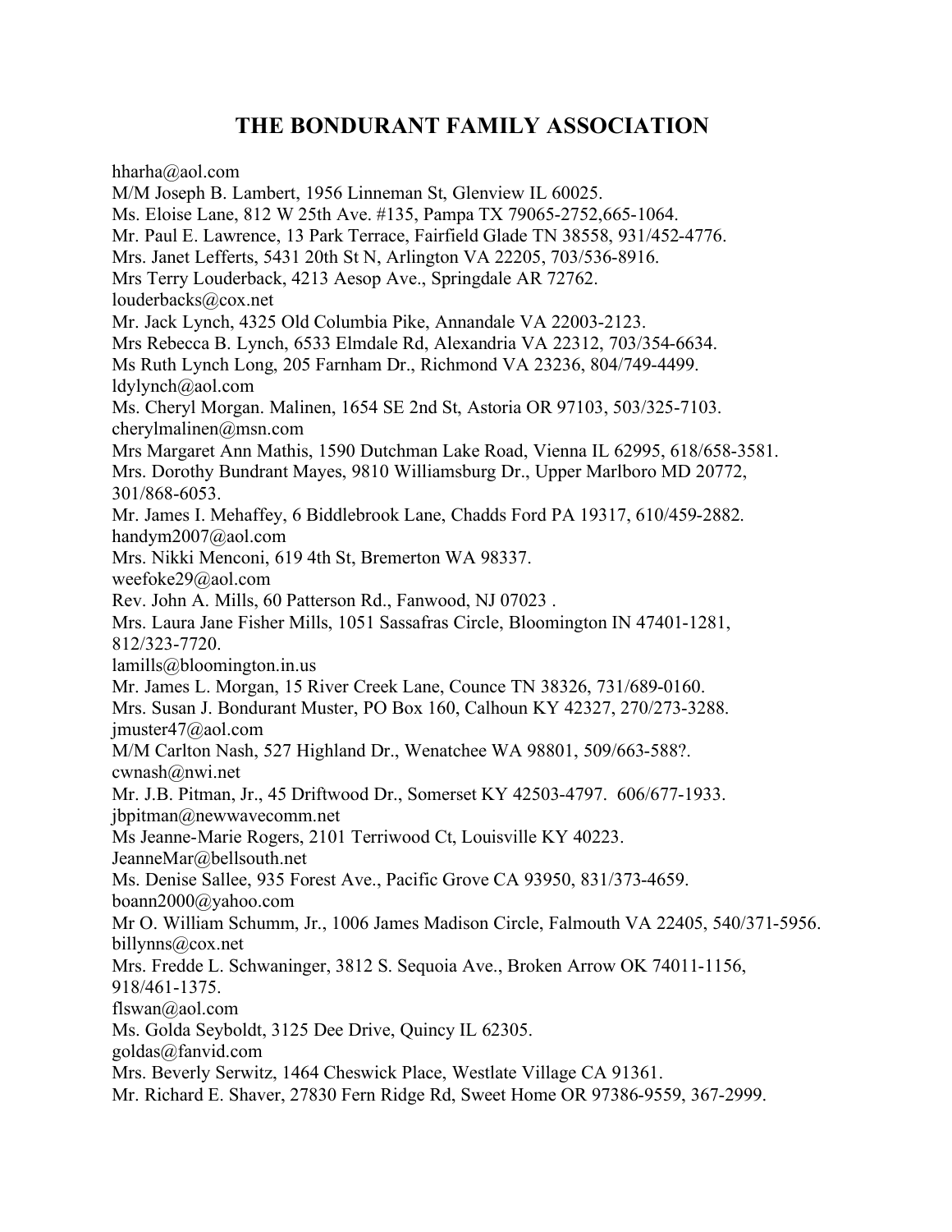# THE BONDURANT FAMILY ASSOCIATION

hharha@aol.com
M/M Joseph B. Lambert, 1956 Linneman St, Glenview IL 60025.
Ms. Eloise Lane, 812 W 25th Ave. #135, Pampa TX 79065-2752,665-1064.
Mr. Paul E. Lawrence, 13 Park Terrace, Fairfield Glade TN 38558, 931/452-4776.
Mrs. Janet Lefferts, 5431 20th St N, Arlington VA 22205, 703/536-8916.
Mrs Terry Louderback, 4213 Aesop Ave., Springdale AR 72762.
louderbacks@cox.net
Mr. Jack Lynch, 4325 Old Columbia Pike, Annandale VA 22003-2123.
Mrs Rebecca B. Lynch, 6533 Elmdale Rd, Alexandria VA 22312, 703/354-6634.
Ms Ruth Lynch Long, 205 Farnham Dr., Richmond VA 23236, 804/749-4499.
ldylynch@aol.com
Ms. Cheryl Morgan. Malinen, 1654 SE 2nd St, Astoria OR 97103, 503/325-7103.
cherylmalinen@msn.com
Mrs Margaret Ann Mathis, 1590 Dutchman Lake Road, Vienna IL 62995, 618/658-3581.
Mrs. Dorothy Bundrant Mayes, 9810 Williamsburg Dr., Upper Marlboro MD 20772, 301/868-6053.
Mr. James I. Mehaffey, 6 Biddlebrook Lane, Chadds Ford PA 19317, 610/459-2882.
handym2007@aol.com
Mrs. Nikki Menconi, 619 4th St, Bremerton WA 98337.
weefoke29@aol.com
Rev. John A. Mills, 60 Patterson Rd., Fanwood, NJ 07023 .
Mrs. Laura Jane Fisher Mills, 1051 Sassafras Circle, Bloomington IN 47401-1281, 812/323-7720.
lamills@bloomington.in.us
Mr. James L. Morgan, 15 River Creek Lane, Counce TN 38326, 731/689-0160.
Mrs. Susan J. Bondurant Muster, PO Box 160, Calhoun KY 42327, 270/273-3288.
jmuster47@aol.com
M/M Carlton Nash, 527 Highland Dr., Wenatchee WA 98801, 509/663-588?.
cwnash@nwi.net
Mr. J.B. Pitman, Jr., 45 Driftwood Dr., Somerset KY 42503-4797. 606/677-1933.
jbpitman@newwavecomm.net
Ms Jeanne-Marie Rogers, 2101 Terriwood Ct, Louisville KY 40223.
JeanneMar@bellsouth.net
Ms. Denise Sallee, 935 Forest Ave., Pacific Grove CA 93950, 831/373-4659.
boann2000@yahoo.com
Mr O. William Schumm, Jr., 1006 James Madison Circle, Falmouth VA 22405, 540/371-5956.
billynns@cox.net
Mrs. Fredde L. Schwaninger, 3812 S. Sequoia Ave., Broken Arrow OK 74011-1156, 918/461-1375.
flswan@aol.com
Ms. Golda Seyboldt, 3125 Dee Drive, Quincy IL 62305.
goldas@fanvid.com
Mrs. Beverly Serwitz, 1464 Cheswick Place, Westlate Village CA 91361.
Mr. Richard E. Shaver, 27830 Fern Ridge Rd, Sweet Home OR 97386-9559, 367-2999.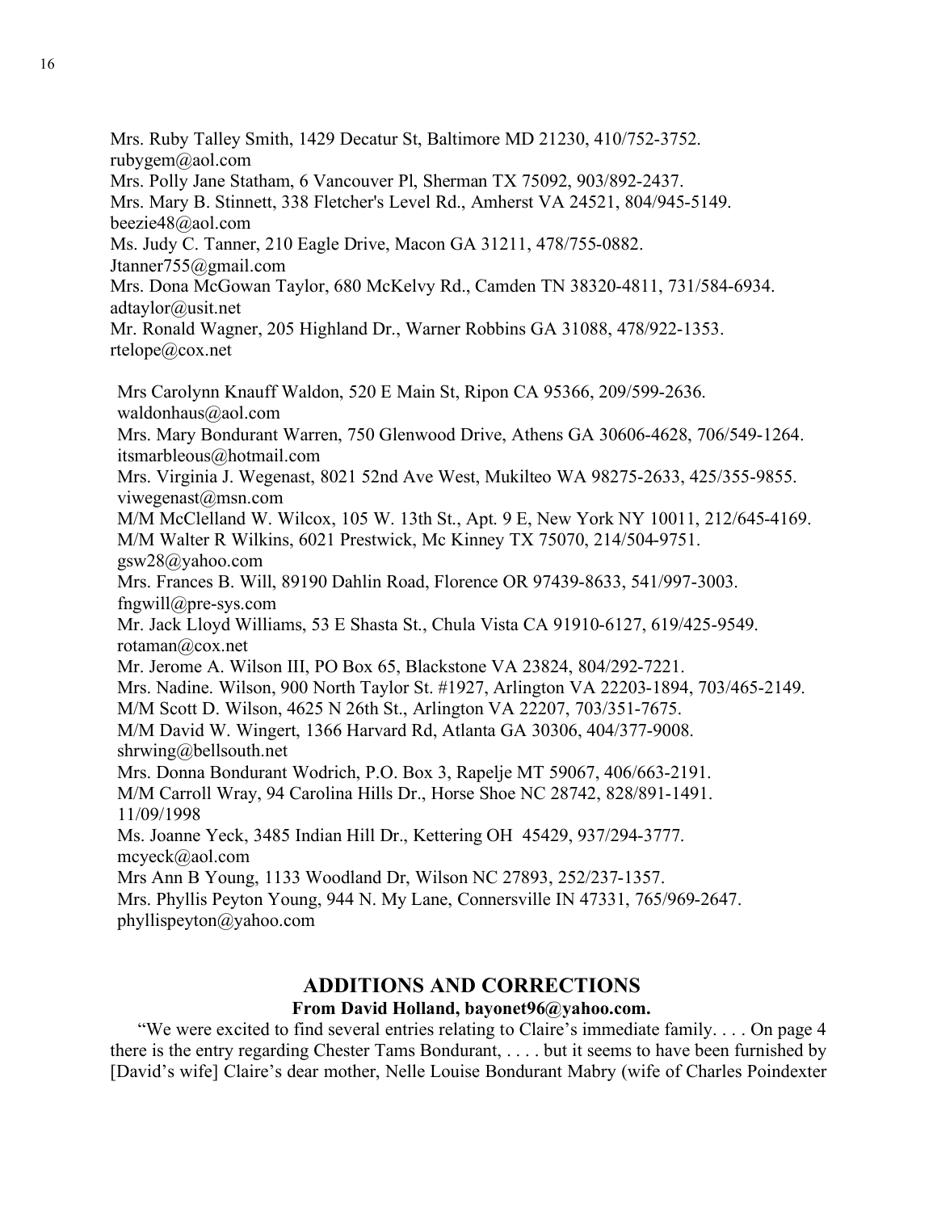Mrs. Ruby Talley Smith, 1429 Decatur St, Baltimore MD 21230, 410/752-3752.
rubygem@aol.com

Mrs. Polly Jane Statham, 6 Vancouver Pl, Sherman TX 75092, 903/892-2437.

Mrs. Mary B. Stinnett, 338 Fletcher's Level Rd., Amherst VA 24521, 804/945-5149.
beezie48@aol.com

Ms. Judy C. Tanner, 210 Eagle Drive, Macon GA 31211, 478/755-0882.
Jtanner755@gmail.com

Mrs. Dona McGowan Taylor, 680 McKelvy Rd., Camden TN 38320-4811, 731/584-6934.
adtaylor@usit.net

Mr. Ronald Wagner, 205 Highland Dr., Warner Robbins GA 31088, 478/922-1353.
rtelope@cox.net

Mrs Carolynn Knauff Waldon, 520 E Main St, Ripon CA 95366, 209/599-2636.
waldonhaus@aol.com

Mrs. Mary Bondurant Warren, 750 Glenwood Drive, Athens GA 30606-4628, 706/549-1264.
itsmarbleous@hotmail.com

Mrs. Virginia J. Wegenast, 8021 52nd Ave West, Mukilteo WA 98275-2633, 425/355-9855.
viwegenast@msn.com

M/M McClelland W. Wilcox, 105 W. 13th St., Apt. 9 E, New York NY 10011, 212/645-4169.

M/M Walter R Wilkins, 6021 Prestwick, Mc Kinney TX 75070, 214/504-9751.
gsw28@yahoo.com

Mrs. Frances B. Will, 89190 Dahlin Road, Florence OR 97439-8633, 541/997-3003.
fngwill@pre-sys.com

Mr. Jack Lloyd Williams, 53 E Shasta St., Chula Vista CA 91910-6127, 619/425-9549.
rotaman@cox.net

Mr. Jerome A. Wilson III, PO Box 65, Blackstone VA 23824, 804/292-7221.

Mrs. Nadine. Wilson, 900 North Taylor St. #1927, Arlington VA 22203-1894, 703/465-2149.

M/M Scott D. Wilson, 4625 N 26th St., Arlington VA 22207, 703/351-7675.

M/M David W. Wingert, 1366 Harvard Rd, Atlanta GA 30306, 404/377-9008.
shrwing@bellsouth.net

Mrs. Donna Bondurant Wodrich, P.O. Box 3, Rapelje MT 59067, 406/663-2191.

M/M Carroll Wray, 94 Carolina Hills Dr., Horse Shoe NC 28742, 828/891-1491.
11/09/1998

Ms. Joanne Yeck, 3485 Indian Hill Dr., Kettering OH 45429, 937/294-3777.
mcyeck@aol.com

Mrs Ann B Young, 1133 Woodland Dr, Wilson NC 27893, 252/237-1357.

Mrs. Phyllis Peyton Young, 944 N. My Lane, Connersville IN 47331, 765/969-2647.
phyllispeyton@yahoo.com

## ADDITIONS AND CORRECTIONS

**From David Holland, bayonet96@yahoo.com.**

"We were excited to find several entries relating to Claire's immediate family. . . . On page 4 there is the entry regarding Chester Tams Bondurant, . . . . but it seems to have been furnished by [David's wife] Claire's dear mother, Nelle Louise Bondurant Mabry (wife of Charles Poindexter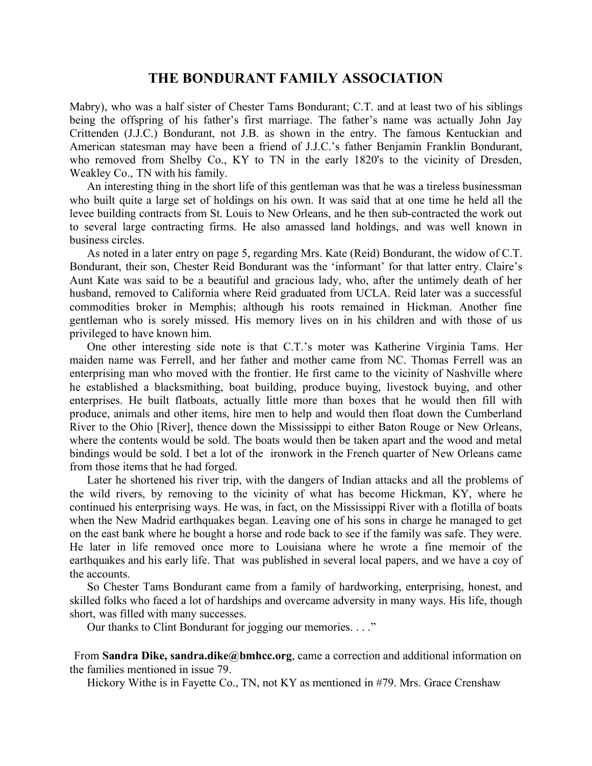Mabry), who was a half sister of Chester Tams Bondurant; C.T. and at least two of his siblings being the offspring of his father's first marriage. The father's name was actually John Jay Crittenden (J.J.C.) Bondurant, not J.B. as shown in the entry. The famous Kentuckian and American statesman may have been a friend of J.J.C.'s father Benjamin Franklin Bondurant, who removed from Shelby Co., KY to TN in the early 1820's to the vicinity of Dresden, Weakley Co., TN with his family.

An interesting thing in the short life of this gentleman was that he was a tireless businessman who built quite a large set of holdings on his own. It was said that at one time he held all the levee building contracts from St. Louis to New Orleans, and he then sub-contracted the work out to several large contracting firms. He also amassed land holdings, and was well known in business circles.

As noted in a later entry on page 5, regarding Mrs. Kate (Reid) Bondurant, the widow of C.T. Bondurant, their son, Chester Reid Bondurant was the 'informant' for that latter entry. Claire's Aunt Kate was said to be a beautiful and gracious lady, who, after the untimely death of her husband, removed to California where Reid graduated from UCLA. Reid later was a successful commodities broker in Memphis; although his roots remained in Hickman. Another fine gentleman who is sorely missed. His memory lives on in his children and with those of us privileged to have known him.

One other interesting side note is that C.T.'s moter was Katherine Virginia Tams. Her maiden name was Ferrell, and her father and mother came from NC. Thomas Ferrell was an enterprising man who moved with the frontier. He first came to the vicinity of Nashville where he established a blacksmithing, boat building, produce buying, livestock buying, and other enterprises. He built flatboats, actually little more than boxes that he would then fill with produce, animals and other items, hire men to help and would then float down the Cumberland River to the Ohio [River], thence down the Mississippi to either Baton Rouge or New Orleans, where the contents would be sold. The boats would then be taken apart and the wood and metal bindings would be sold. I bet a lot of the ironwork in the French quarter of New Orleans came from those items that he had forged.

Later he shortened his river trip, with the dangers of Indian attacks and all the problems of the wild rivers, by removing to the vicinity of what has become Hickman, KY, where he continued his enterprising ways. He was, in fact, on the Mississippi River with a flotilla of boats when the New Madrid earthquakes began. Leaving one of his sons in charge he managed to get on the east bank where he bought a horse and rode back to see if the family was safe. They were. He later in life removed once more to Louisiana where he wrote a fine memoir of the earthquakes and his early life. That was published in several local papers, and we have a coy of the accounts.

So Chester Tams Bondurant came from a family of hardworking, enterprising, honest, and skilled folks who faced a lot of hardships and overcame adversity in many ways. His life, though short, was filled with many successes.

Our thanks to Clint Bondurant for jogging our memories. . . ."

From **Sandra Dike, sandra.dike@bmhcc.org**, came a correction and additional information on the families mentioned in issue 79.

Hickory Withe is in Fayette Co., TN, not KY as mentioned in #79. Mrs. Grace Crenshaw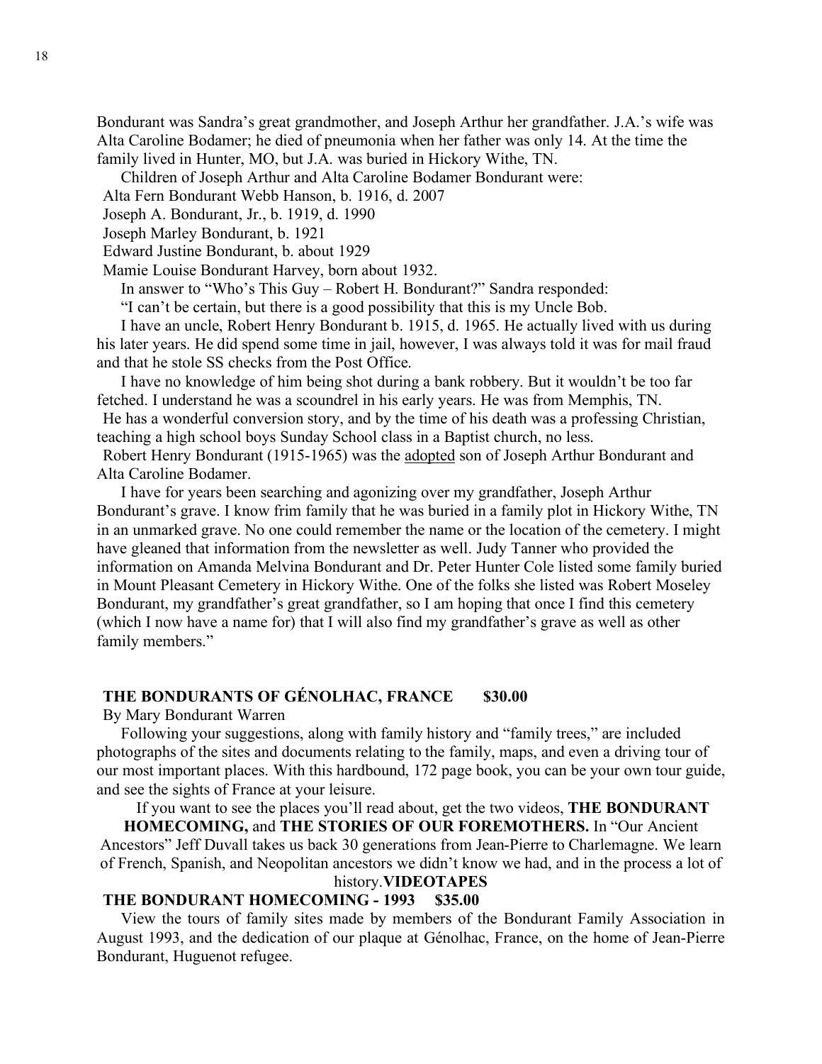Bondurant was Sandra's great grandmother, and Joseph Arthur her grandfather. J.A.'s wife was Alta Caroline Bodamer; he died of pneumonia when her father was only 14. At the time the family lived in Hunter, MO, but J.A. was buried in Hickory Withe, TN.

Children of Joseph Arthur and Alta Caroline Bodamer Bondurant were:

Alta Fern Bondurant Webb Hanson, b. 1916, d. 2007
Joseph A. Bondurant, Jr., b. 1919, d. 1990
Joseph Marley Bondurant, b. 1921
Edward Justine Bondurant, b. about 1929
Mamie Louise Bondurant Harvey, born about 1932.

In answer to "Who's This Guy – Robert H. Bondurant?" Sandra responded:

"I can't be certain, but there is a good possibility that this is my Uncle Bob.

I have an uncle, Robert Henry Bondurant b. 1915, d. 1965. He actually lived with us during his later years. He did spend some time in jail, however, I was always told it was for mail fraud and that he stole SS checks from the Post Office.

I have no knowledge of him being shot during a bank robbery. But it wouldn't be too far fetched. I understand he was a scoundrel in his early years. He was from Memphis, TN.

He has a wonderful conversion story, and by the time of his death was a professing Christian, teaching a high school boys Sunday School class in a Baptist church, no less.

Robert Henry Bondurant (1915-1965) was the adopted son of Joseph Arthur Bondurant and Alta Caroline Bodamer.

I have for years been searching and agonizing over my grandfather, Joseph Arthur Bondurant's grave. I know frim family that he was buried in a family plot in Hickory Withe, TN in an unmarked grave. No one could remember the name or the location of the cemetery. I might have gleaned that information from the newsletter as well. Judy Tanner who provided the information on Amanda Melvina Bondurant and Dr. Peter Hunter Cole listed some family buried in Mount Pleasant Cemetery in Hickory Withe. One of the folks she listed was Robert Moseley Bondurant, my grandfather's great grandfather, so I am hoping that once I find this cemetery (which I now have a name for) that I will also find my grandfather's grave as well as other family members."

**THE BONDURANTS OF GÉNOLHAC, FRANCE $30.00**

By Mary Bondurant Warren

Following your suggestions, along with family history and "family trees," are included photographs of the sites and documents relating to the family, maps, and even a driving tour of our most important places. With this hardbound, 172 page book, you can be your own tour guide, and see the sights of France at your leisure.

If you want to see the places you'll read about, get the two videos, **THE BONDURANT HOMECOMING,** and **THE STORIES OF OUR FOREMOTHERS.** In "Our Ancient Ancestors" Jeff Duvall takes us back 30 generations from Jean-Pierre to Charlemagne. We learn of French, Spanish, and Neopolitan ancestors we didn't know we had, and in the process a lot of history.

**VIDEOTAPES**

**THE BONDURANT HOMECOMING - 1993 $35.00**

View the tours of family sites made by members of the Bondurant Family Association in August 1993, and the dedication of our plaque at Génolhac, France, on the home of Jean-Pierre Bondurant, Huguenot refugee.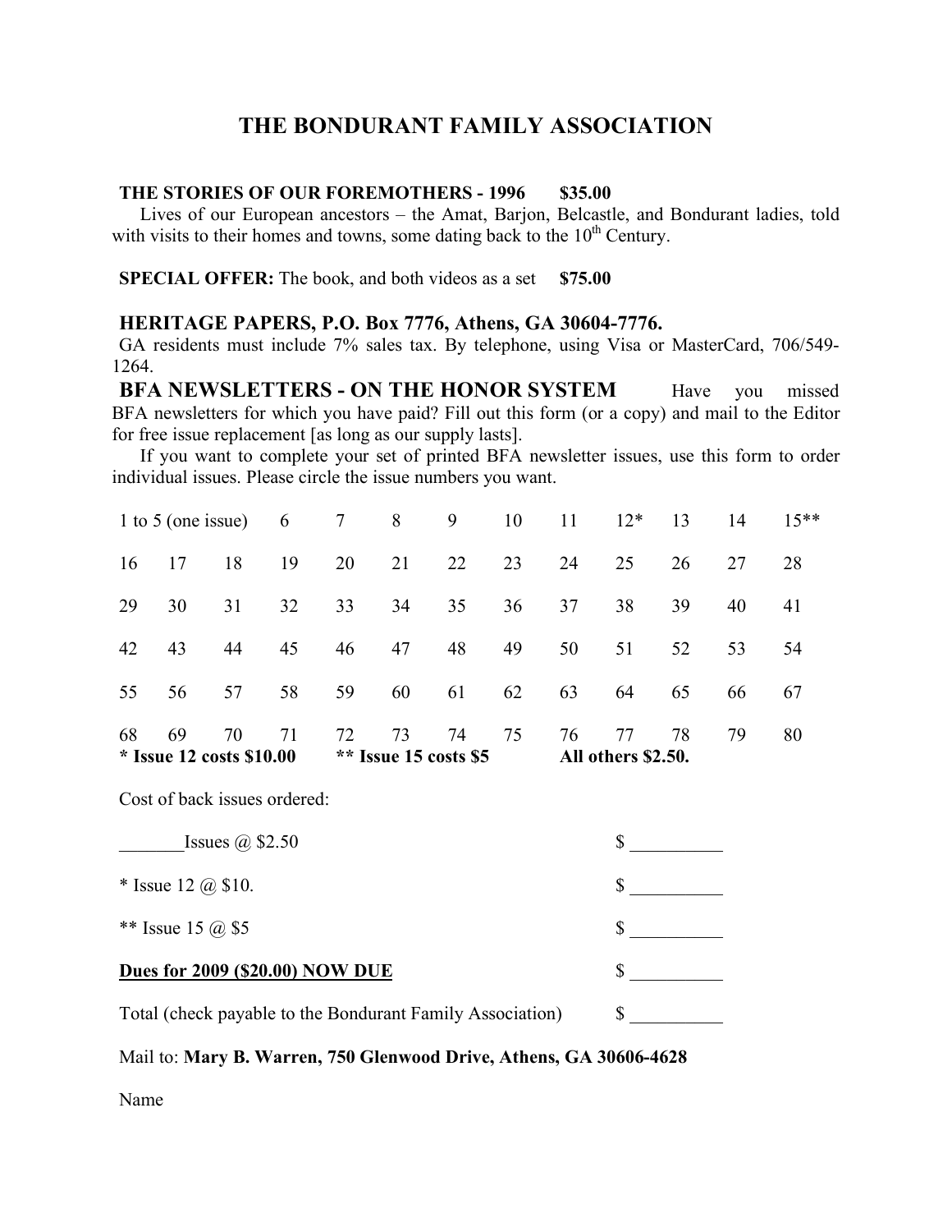# THE BONDURANT FAMILY ASSOCIATION

**THE STORIES OF OUR FOREMOTHERS - 1996 $35.00**

Lives of our European ancestors – the Amat, Barjon, Belcastle, and Bondurant ladies, told with visits to their homes and towns, some dating back to the 10th Century.

**SPECIAL OFFER:** The book, and both videos as a set **$75.00**

**HERITAGE PAPERS, P.O. Box 7776, Athens, GA 30604-7776.**

GA residents must include 7% sales tax. By telephone, using Visa or MasterCard, 706/549-1264.

**BFA NEWSLETTERS - ON THE HONOR SYSTEM** Have you missed BFA newsletters for which you have paid? Fill out this form (or a copy) and mail to the Editor for free issue replacement [as long as our supply lasts].

If you want to complete your set of printed BFA newsletter issues, use this form to order individual issues. Please circle the issue numbers you want.

| | | | | | | | | | | |
|---|---|---|---|---|---|---|---|---|---|---|
| 1 to 5 (one issue) | 6 | 7 | 8 | 9 | 10 | 11 | 12* | 13 | 14 | 15** |

| | | | | | | | | | | | | |
|---|---|---|---|---|---|---|---|---|---|---|---|---|
| 16 | 17 | 18 | 19 | 20 | 21 | 22 | 23 | 24 | 25 | 26 | 27 | 28 |
| 29 | 30 | 31 | 32 | 33 | 34 | 35 | 36 | 37 | 38 | 39 | 40 | 41 |
| 42 | 43 | 44 | 45 | 46 | 47 | 48 | 49 | 50 | 51 | 52 | 53 | 54 |
| 55 | 56 | 57 | 58 | 59 | 60 | 61 | 62 | 63 | 64 | 65 | 66 | 67 |
| 68 | 69 | 70 | 71 | 72 | 73 | 74 | 75 | 76 | 77 | 78 | 79 | 80 |

**\* Issue 12 costs $10.00** **\*\* Issue 15 costs $5** **All others $2.50.**

Cost of back issues ordered:

_______Issues @ $2.50 $ __________

\* Issue 12 @ $10. $ __________

\*\* Issue 15 @ $5 $ __________

**<u>Dues for 2009 ($20.00) NOW DUE</u>** $ __________

Total (check payable to the Bondurant Family Association) $ __________

Mail to: **Mary B. Warren, 750 Glenwood Drive, Athens, GA 30606-4628**

Name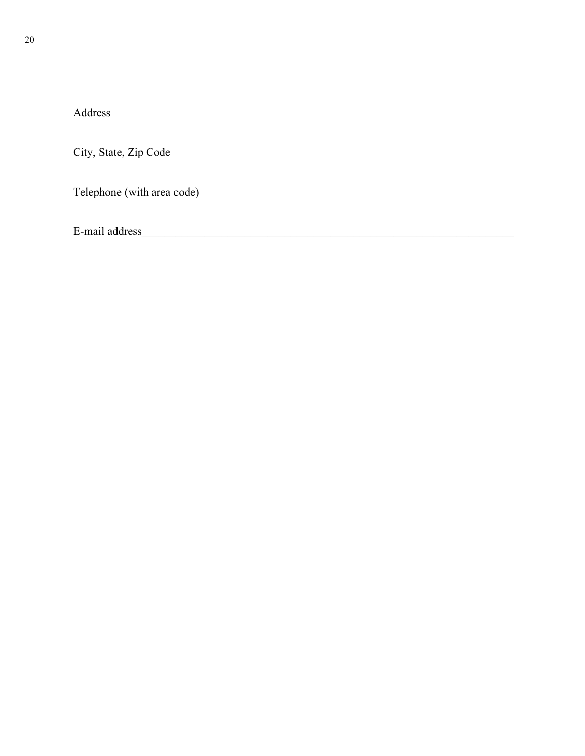Address

City, State, Zip Code

Telephone (with area code)

E-mail address_______________________________________________________________________